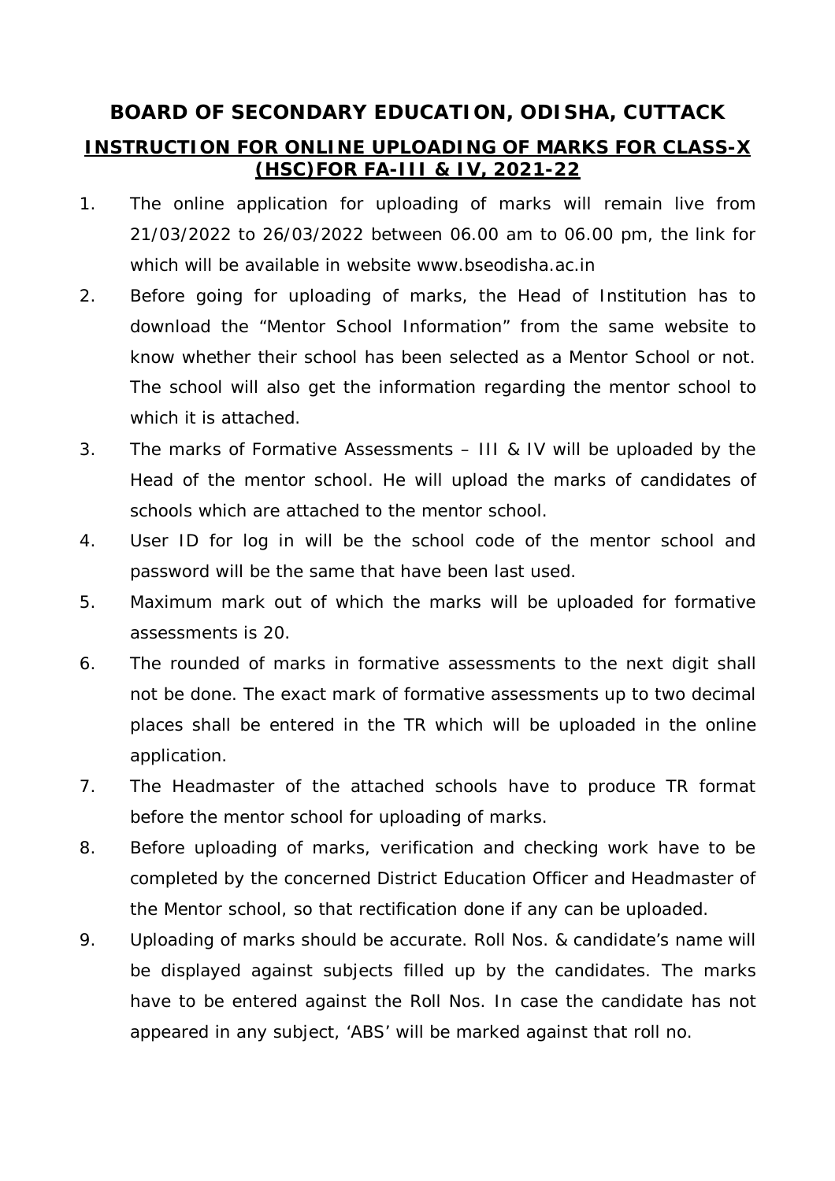# BOARD OF SECONDARY EDUCATION, ODISHA, CUTTACK

## INSTRUCTION FOR ONLINE UPLOADING OF MARKS FOR CLASS-X (HSC)FOR FA-III & IV, 2021-22

1. The online application for uploading of marks will remain live from 21/03/2022 to 26/03/2022 between 06.00 am to 06.00 pm, the link for which will be available in website www.bseodisha.ac.in
2. Before going for uploading of marks, the Head of Institution has to download the "Mentor School Information" from the same website to know whether their school has been selected as a Mentor School or not. The school will also get the information regarding the mentor school to which it is attached.
3. The marks of Formative Assessments – III & IV will be uploaded by the Head of the mentor school. He will upload the marks of candidates of schools which are attached to the mentor school.
4. User ID for log in will be the school code of the mentor school and password will be the same that have been last used.
5. Maximum mark out of which the marks will be uploaded for formative assessments is 20.
6. The rounded of marks in formative assessments to the next digit shall not be done. The exact mark of formative assessments up to two decimal places shall be entered in the TR which will be uploaded in the online application.
7. The Headmaster of the attached schools have to produce TR format before the mentor school for uploading of marks.
8. Before uploading of marks, verification and checking work have to be completed by the concerned District Education Officer and Headmaster of the Mentor school, so that rectification done if any can be uploaded.
9. Uploading of marks should be accurate. Roll Nos. & candidate's name will be displayed against subjects filled up by the candidates. The marks have to be entered against the Roll Nos. In case the candidate has not appeared in any subject, 'ABS' will be marked against that roll no.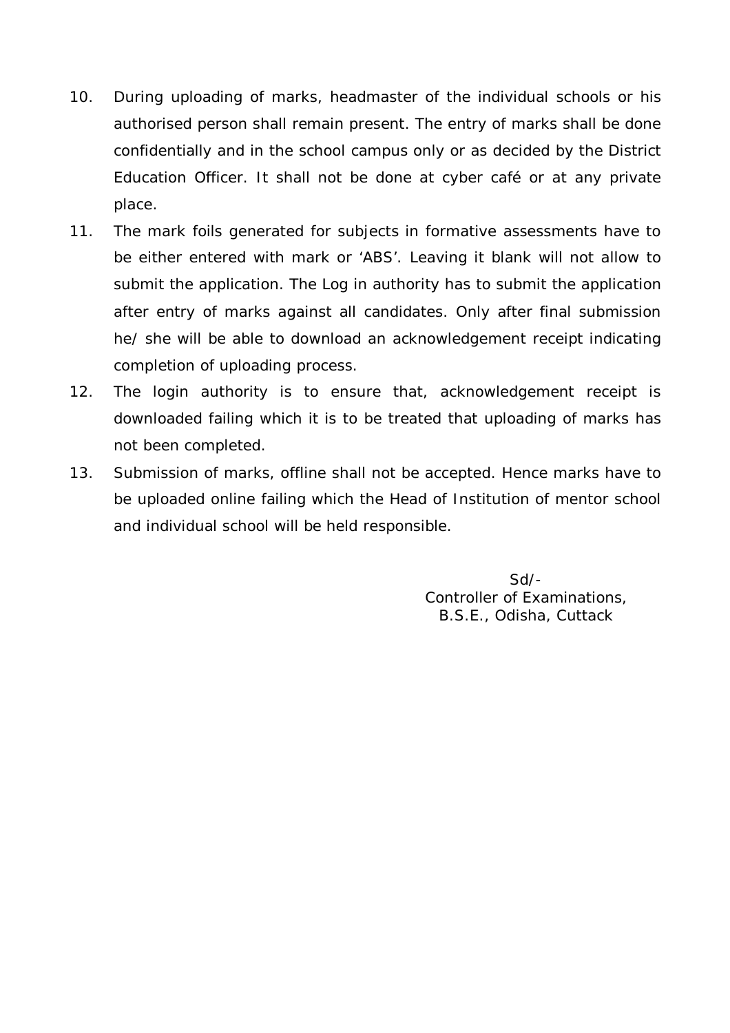10. During uploading of marks, headmaster of the individual schools or his authorised person shall remain present. The entry of marks shall be done confidentially and in the school campus only or as decided by the District Education Officer. It shall not be done at cyber café or at any private place.
11. The mark foils generated for subjects in formative assessments have to be either entered with mark or 'ABS'. Leaving it blank will not allow to submit the application. The Log in authority has to submit the application after entry of marks against all candidates. Only after final submission he/ she will be able to download an acknowledgement receipt indicating completion of uploading process.
12. The login authority is to ensure that, acknowledgement receipt is downloaded failing which it is to be treated that uploading of marks has not been completed.
13. Submission of marks, offline shall not be accepted. Hence marks have to be uploaded online failing which the Head of Institution of mentor school and individual school will be held responsible.

Sd/-
Controller of Examinations,
B.S.E., Odisha, Cuttack